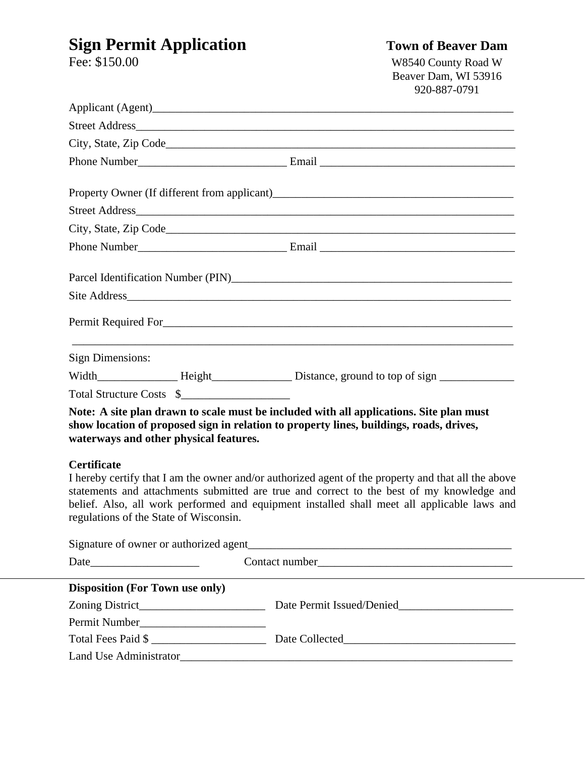# Sign Permit Application

Fee: $150.00

**Town of Beaver Dam**
W8540 County Road W
Beaver Dam, WI 53916
920-887-0791

Applicant (Agent)________________________________________________________________

Street Address___________________________________________________________________

City, State, Zip Code_____________________________________________________________

Phone Number__________________________ Email __________________________________

Property Owner (If different from applicant)__________________________________________

Street Address___________________________________________________________________

City, State, Zip Code_____________________________________________________________

Phone Number__________________________ Email __________________________________

Parcel Identification Number (PIN)__________________________________________________

Site Address_____________________________________________________________________

Permit Required For_______________________________________________________________

_________________________________________________________________________________

Sign Dimensions:

Width______________ Height______________ Distance, ground to top of sign _____________

Total Structure Costs $___________________

**Note: A site plan drawn to scale must be included with all applications. Site plan must show location of proposed sign in relation to property lines, buildings, roads, drives, waterways and other physical features.**

**Certificate**

I hereby certify that I am the owner and/or authorized agent of the property and that all the above statements and attachments submitted are true and correct to the best of my knowledge and belief. Also, all work performed and equipment installed shall meet all applicable laws and regulations of the State of Wisconsin.

Signature of owner or authorized agent________________________________________________

Date___________________ Contact number___________________________________

---

**Disposition (For Town use only)**

Zoning District______________________ Date Permit Issued/Denied____________________

Permit Number______________________

Total Fees Paid $ ____________________ Date Collected______________________________

Land Use Administrator____________________________________________________________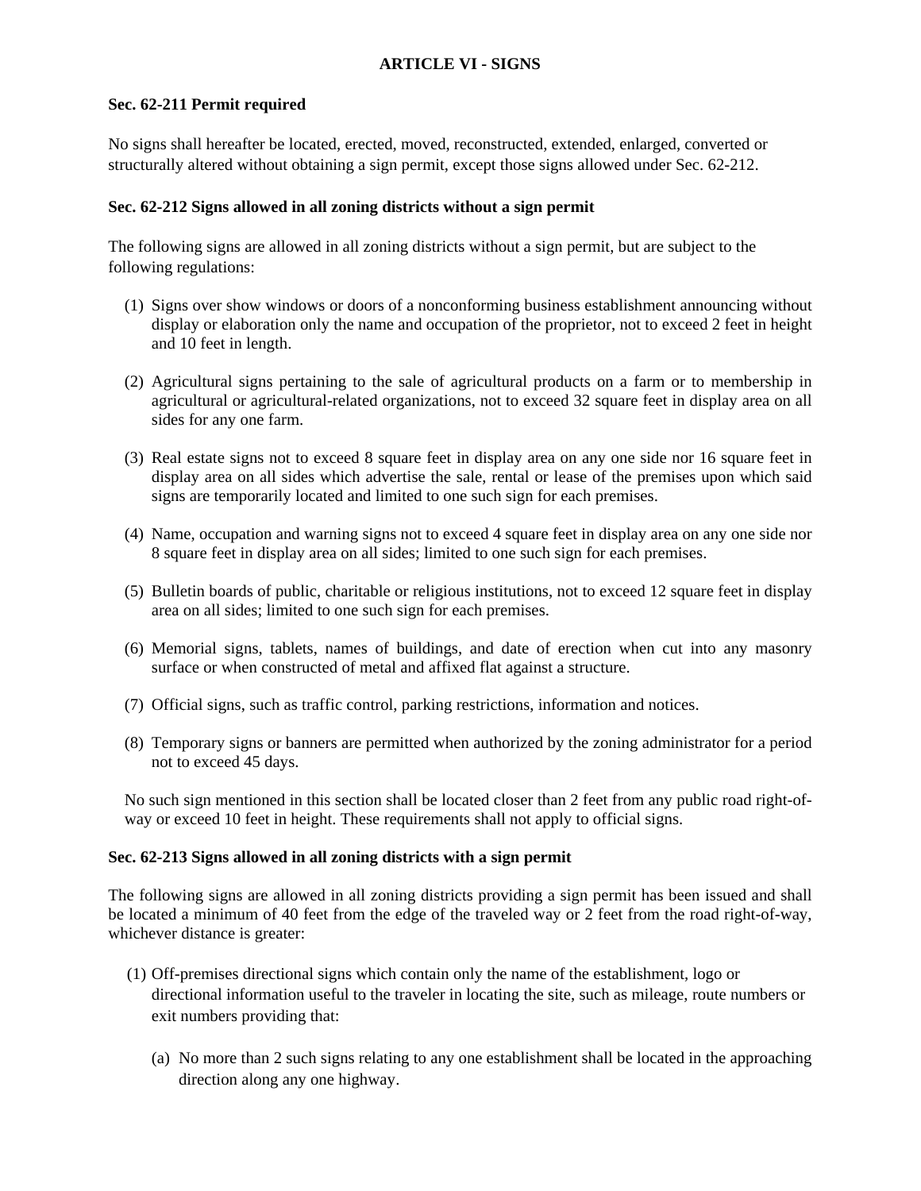## ARTICLE VI - SIGNS

### Sec. 62-211 Permit required

No signs shall hereafter be located, erected, moved, reconstructed, extended, enlarged, converted or structurally altered without obtaining a sign permit, except those signs allowed under Sec. 62-212.

### Sec. 62-212 Signs allowed in all zoning districts without a sign permit

The following signs are allowed in all zoning districts without a sign permit, but are subject to the following regulations:

(1) Signs over show windows or doors of a nonconforming business establishment announcing without display or elaboration only the name and occupation of the proprietor, not to exceed 2 feet in height and 10 feet in length.

(2) Agricultural signs pertaining to the sale of agricultural products on a farm or to membership in agricultural or agricultural-related organizations, not to exceed 32 square feet in display area on all sides for any one farm.

(3) Real estate signs not to exceed 8 square feet in display area on any one side nor 16 square feet in display area on all sides which advertise the sale, rental or lease of the premises upon which said signs are temporarily located and limited to one such sign for each premises.

(4) Name, occupation and warning signs not to exceed 4 square feet in display area on any one side nor 8 square feet in display area on all sides; limited to one such sign for each premises.

(5) Bulletin boards of public, charitable or religious institutions, not to exceed 12 square feet in display area on all sides; limited to one such sign for each premises.

(6) Memorial signs, tablets, names of buildings, and date of erection when cut into any masonry surface or when constructed of metal and affixed flat against a structure.

(7) Official signs, such as traffic control, parking restrictions, information and notices.

(8) Temporary signs or banners are permitted when authorized by the zoning administrator for a period not to exceed 45 days.

No such sign mentioned in this section shall be located closer than 2 feet from any public road right-of-way or exceed 10 feet in height. These requirements shall not apply to official signs.

### Sec. 62-213 Signs allowed in all zoning districts with a sign permit

The following signs are allowed in all zoning districts providing a sign permit has been issued and shall be located a minimum of 40 feet from the edge of the traveled way or 2 feet from the road right-of-way, whichever distance is greater:

(1) Off-premises directional signs which contain only the name of the establishment, logo or directional information useful to the traveler in locating the site, such as mileage, route numbers or exit numbers providing that:

   (a) No more than 2 such signs relating to any one establishment shall be located in the approaching direction along any one highway.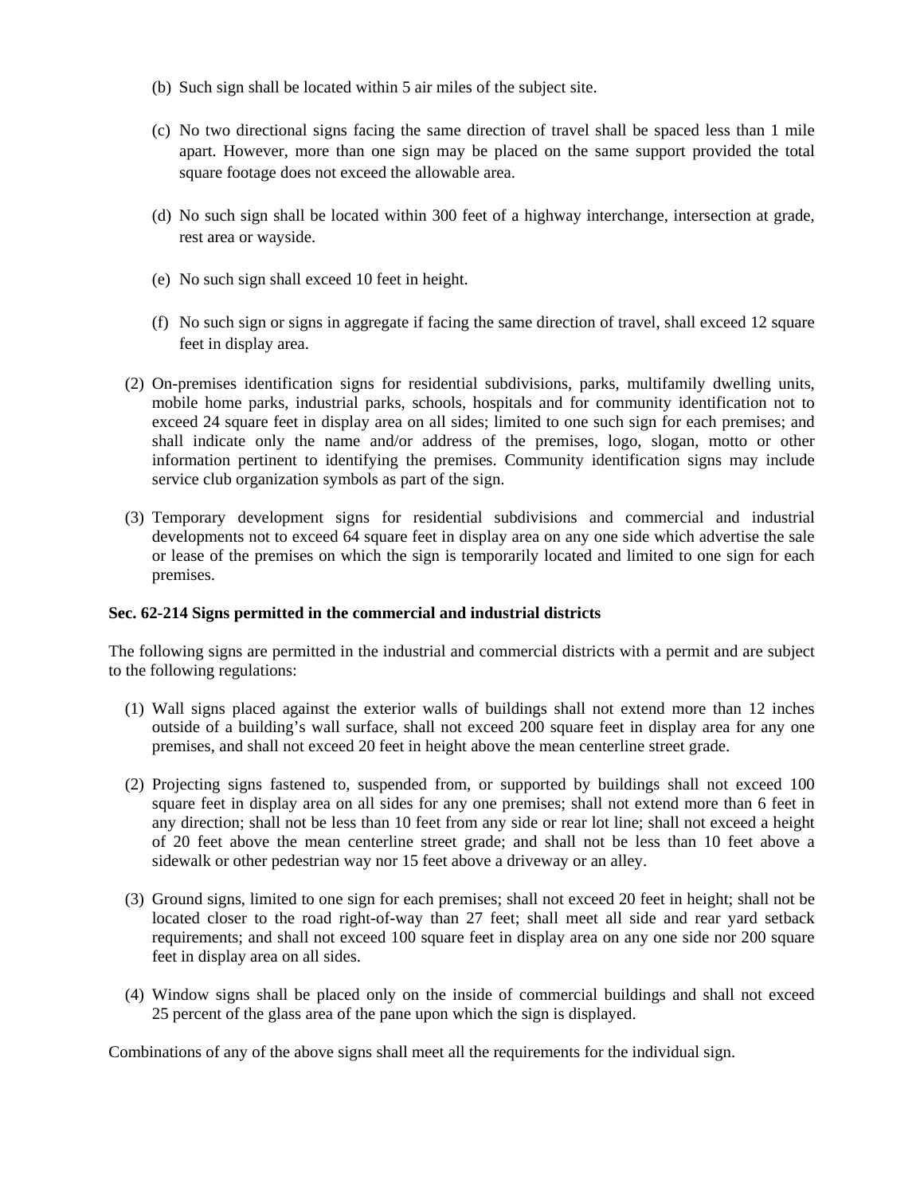(b) Such sign shall be located within 5 air miles of the subject site.

   (c) No two directional signs facing the same direction of travel shall be spaced less than 1 mile apart. However, more than one sign may be placed on the same support provided the total square footage does not exceed the allowable area.

   (d) No such sign shall be located within 300 feet of a highway interchange, intersection at grade, rest area or wayside.

   (e) No such sign shall exceed 10 feet in height.

   (f) No such sign or signs in aggregate if facing the same direction of travel, shall exceed 12 square feet in display area.

(2) On-premises identification signs for residential subdivisions, parks, multifamily dwelling units, mobile home parks, industrial parks, schools, hospitals and for community identification not to exceed 24 square feet in display area on all sides; limited to one such sign for each premises; and shall indicate only the name and/or address of the premises, logo, slogan, motto or other information pertinent to identifying the premises. Community identification signs may include service club organization symbols as part of the sign.

(3) Temporary development signs for residential subdivisions and commercial and industrial developments not to exceed 64 square feet in display area on any one side which advertise the sale or lease of the premises on which the sign is temporarily located and limited to one sign for each premises.

**Sec. 62-214 Signs permitted in the commercial and industrial districts**

The following signs are permitted in the industrial and commercial districts with a permit and are subject to the following regulations:

(1) Wall signs placed against the exterior walls of buildings shall not extend more than 12 inches outside of a building's wall surface, shall not exceed 200 square feet in display area for any one premises, and shall not exceed 20 feet in height above the mean centerline street grade.

(2) Projecting signs fastened to, suspended from, or supported by buildings shall not exceed 100 square feet in display area on all sides for any one premises; shall not extend more than 6 feet in any direction; shall not be less than 10 feet from any side or rear lot line; shall not exceed a height of 20 feet above the mean centerline street grade; and shall not be less than 10 feet above a sidewalk or other pedestrian way nor 15 feet above a driveway or an alley.

(3) Ground signs, limited to one sign for each premises; shall not exceed 20 feet in height; shall not be located closer to the road right-of-way than 27 feet; shall meet all side and rear yard setback requirements; and shall not exceed 100 square feet in display area on any one side nor 200 square feet in display area on all sides.

(4) Window signs shall be placed only on the inside of commercial buildings and shall not exceed 25 percent of the glass area of the pane upon which the sign is displayed.

Combinations of any of the above signs shall meet all the requirements for the individual sign.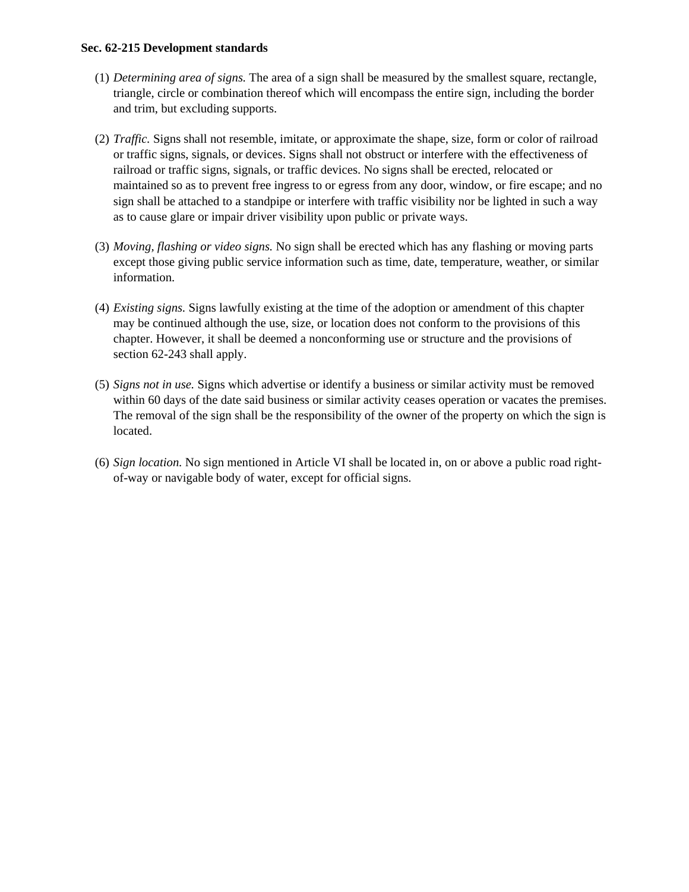**Sec. 62-215 Development standards**

(1) *Determining area of signs.* The area of a sign shall be measured by the smallest square, rectangle, triangle, circle or combination thereof which will encompass the entire sign, including the border and trim, but excluding supports.

(2) *Traffic.* Signs shall not resemble, imitate, or approximate the shape, size, form or color of railroad or traffic signs, signals, or devices. Signs shall not obstruct or interfere with the effectiveness of railroad or traffic signs, signals, or traffic devices. No signs shall be erected, relocated or maintained so as to prevent free ingress to or egress from any door, window, or fire escape; and no sign shall be attached to a standpipe or interfere with traffic visibility nor be lighted in such a way as to cause glare or impair driver visibility upon public or private ways.

(3) *Moving, flashing or video signs.* No sign shall be erected which has any flashing or moving parts except those giving public service information such as time, date, temperature, weather, or similar information.

(4) *Existing signs.* Signs lawfully existing at the time of the adoption or amendment of this chapter may be continued although the use, size, or location does not conform to the provisions of this chapter. However, it shall be deemed a nonconforming use or structure and the provisions of section 62-243 shall apply.

(5) *Signs not in use.* Signs which advertise or identify a business or similar activity must be removed within 60 days of the date said business or similar activity ceases operation or vacates the premises. The removal of the sign shall be the responsibility of the owner of the property on which the sign is located.

(6) *Sign location.* No sign mentioned in Article VI shall be located in, on or above a public road right-of-way or navigable body of water, except for official signs.